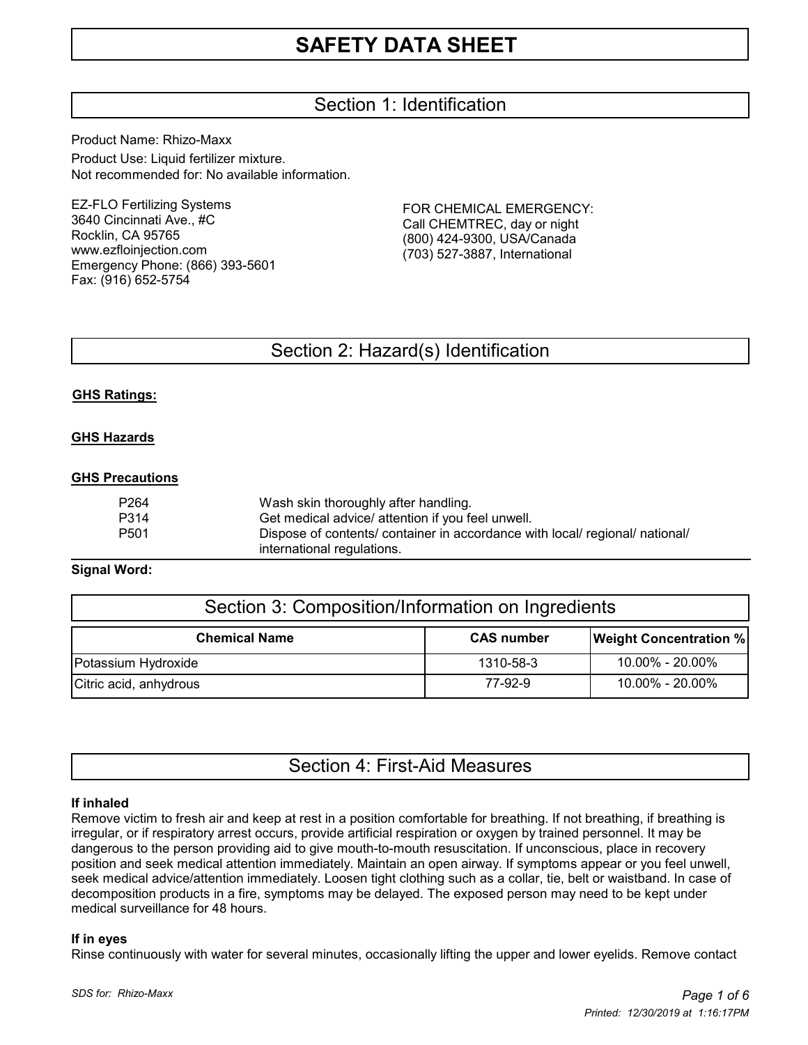# SAFETY DATA SHEET

## Section 1: Identification

Product Name: Rhizo-Maxx

Product Use: Liquid fertilizer mixture.
Not recommended for: No available information.

EZ-FLO Fertilizing Systems
3640 Cincinnati Ave., #C
Rocklin, CA 95765
www.ezfloinjection.com
Emergency Phone: (866) 393-5601
Fax: (916) 652-5754

FOR CHEMICAL EMERGENCY:
Call CHEMTREC, day or night
(800) 424-9300, USA/Canada
(703) 527-3887, International

## Section 2: Hazard(s) Identification

**GHS Ratings:**

**GHS Hazards**

**GHS Precautions**

| | |
|---|---|
| P264 | Wash skin thoroughly after handling. |
| P314 | Get medical advice/ attention if you feel unwell. |
| P501 | Dispose of contents/ container in accordance with local/ regional/ national/ international regulations. |

**Signal Word:**

## Section 3: Composition/Information on Ingredients

| Chemical Name | CAS number | Weight Concentration % |
|---|---|---|
| Potassium Hydroxide | 1310-58-3 | 10.00% - 20.00% |
| Citric acid, anhydrous | 77-92-9 | 10.00% - 20.00% |

## Section 4: First-Aid Measures

**If inhaled**

Remove victim to fresh air and keep at rest in a position comfortable for breathing. If not breathing, if breathing is irregular, or if respiratory arrest occurs, provide artificial respiration or oxygen by trained personnel. It may be dangerous to the person providing aid to give mouth-to-mouth resuscitation. If unconscious, place in recovery position and seek medical attention immediately. Maintain an open airway. If symptoms appear or you feel unwell, seek medical advice/attention immediately. Loosen tight clothing such as a collar, tie, belt or waistband. In case of decomposition products in a fire, symptoms may be delayed. The exposed person may need to be kept under medical surveillance for 48 hours.

**If in eyes**

Rinse continuously with water for several minutes, occasionally lifting the upper and lower eyelids. Remove contact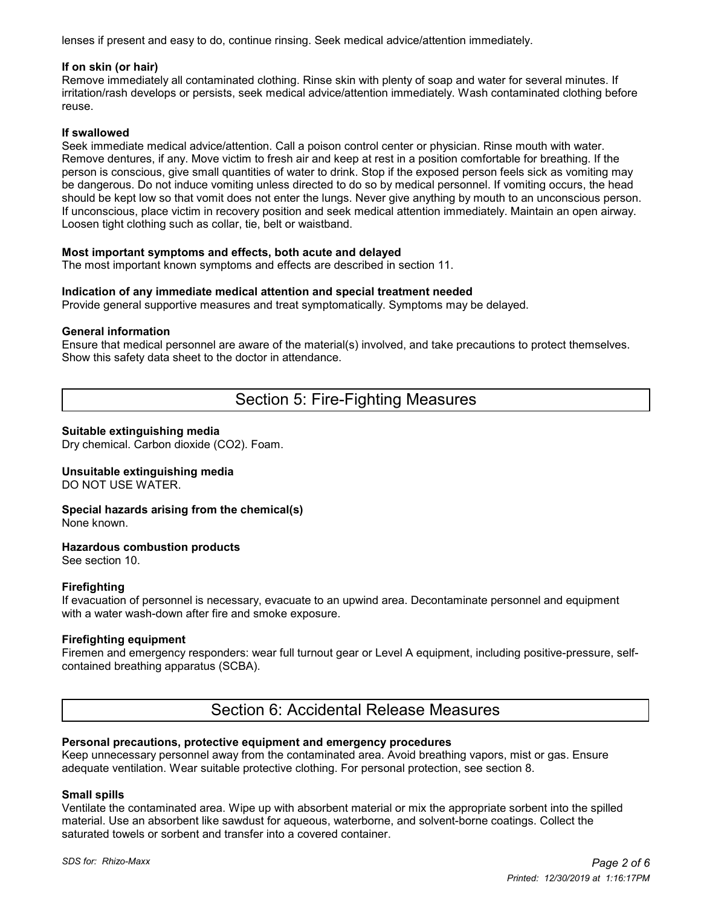lenses if present and easy to do, continue rinsing. Seek medical advice/attention immediately.

**If on skin (or hair)**
Remove immediately all contaminated clothing. Rinse skin with plenty of soap and water for several minutes. If irritation/rash develops or persists, seek medical advice/attention immediately. Wash contaminated clothing before reuse.

**If swallowed**
Seek immediate medical advice/attention. Call a poison control center or physician. Rinse mouth with water. Remove dentures, if any. Move victim to fresh air and keep at rest in a position comfortable for breathing. If the person is conscious, give small quantities of water to drink. Stop if the exposed person feels sick as vomiting may be dangerous. Do not induce vomiting unless directed to do so by medical personnel. If vomiting occurs, the head should be kept low so that vomit does not enter the lungs. Never give anything by mouth to an unconscious person. If unconscious, place victim in recovery position and seek medical attention immediately. Maintain an open airway. Loosen tight clothing such as collar, tie, belt or waistband.

**Most important symptoms and effects, both acute and delayed**
The most important known symptoms and effects are described in section 11.

**Indication of any immediate medical attention and special treatment needed**
Provide general supportive measures and treat symptomatically. Symptoms may be delayed.

**General information**
Ensure that medical personnel are aware of the material(s) involved, and take precautions to protect themselves. Show this safety data sheet to the doctor in attendance.

## Section 5: Fire-Fighting Measures

**Suitable extinguishing media**
Dry chemical. Carbon dioxide ($CO_2$). Foam.

**Unsuitable extinguishing media**
DO NOT USE WATER.

**Special hazards arising from the chemical(s)**
None known.

**Hazardous combustion products**
See section 10.

**Firefighting**
If evacuation of personnel is necessary, evacuate to an upwind area. Decontaminate personnel and equipment with a water wash-down after fire and smoke exposure.

**Firefighting equipment**
Firemen and emergency responders: wear full turnout gear or Level A equipment, including positive-pressure, self-contained breathing apparatus (SCBA).

## Section 6: Accidental Release Measures

**Personal precautions, protective equipment and emergency procedures**
Keep unnecessary personnel away from the contaminated area. Avoid breathing vapors, mist or gas. Ensure adequate ventilation. Wear suitable protective clothing. For personal protection, see section 8.

**Small spills**
Ventilate the contaminated area. Wipe up with absorbent material or mix the appropriate sorbent into the spilled material. Use an absorbent like sawdust for aqueous, waterborne, and solvent-borne coatings. Collect the saturated towels or sorbent and transfer into a covered container.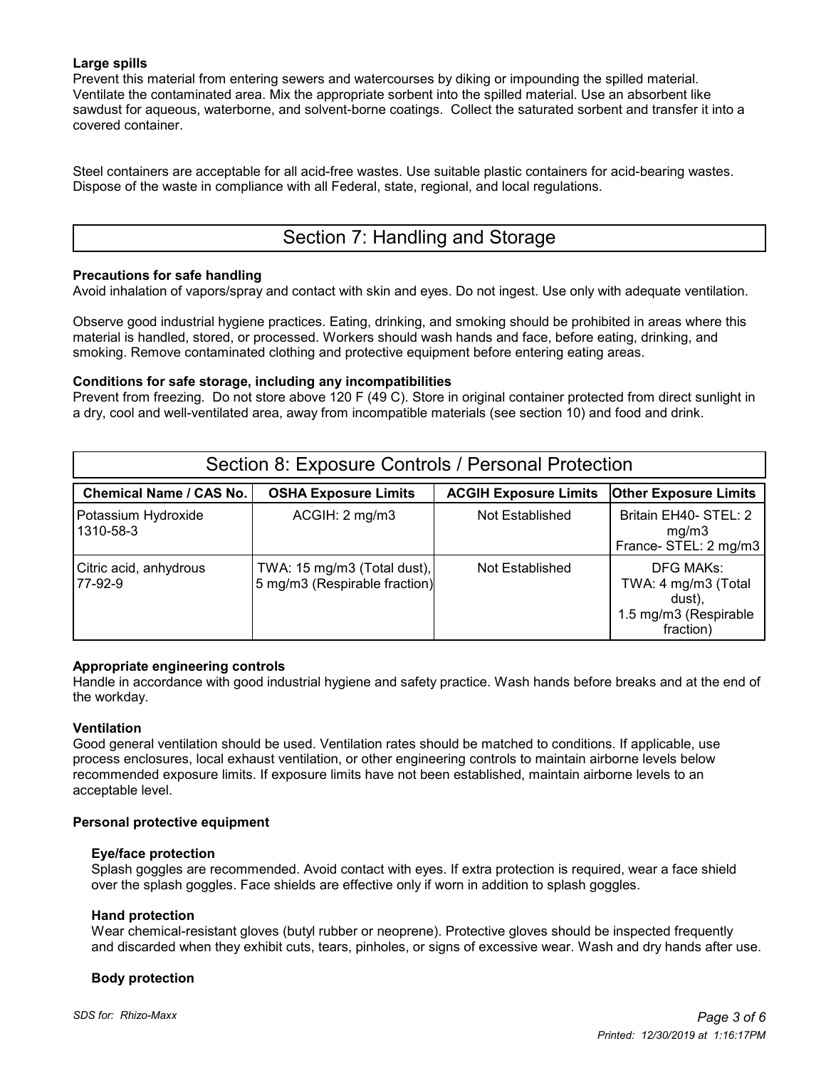**Large spills**

Prevent this material from entering sewers and watercourses by diking or impounding the spilled material. Ventilate the contaminated area. Mix the appropriate sorbent into the spilled material. Use an absorbent like sawdust for aqueous, waterborne, and solvent-borne coatings. Collect the saturated sorbent and transfer it into a covered container.

Steel containers are acceptable for all acid-free wastes. Use suitable plastic containers for acid-bearing wastes. Dispose of the waste in compliance with all Federal, state, regional, and local regulations.

## Section 7: Handling and Storage

**Precautions for safe handling**

Avoid inhalation of vapors/spray and contact with skin and eyes. Do not ingest. Use only with adequate ventilation.

Observe good industrial hygiene practices. Eating, drinking, and smoking should be prohibited in areas where this material is handled, stored, or processed. Workers should wash hands and face, before eating, drinking, and smoking. Remove contaminated clothing and protective equipment before entering eating areas.

**Conditions for safe storage, including any incompatibilities**

Prevent from freezing. Do not store above 120 F (49 C). Store in original container protected from direct sunlight in a dry, cool and well-ventilated area, away from incompatible materials (see section 10) and food and drink.

## Section 8: Exposure Controls / Personal Protection

| Chemical Name / CAS No. | OSHA Exposure Limits | ACGIH Exposure Limits | Other Exposure Limits |
|---|---|---|---|
| Potassium Hydroxide 1310-58-3 | ACGIH: 2 mg/m3 | Not Established | Britain EH40- STEL: 2 mg/m3 France- STEL: 2 mg/m3 |
| Citric acid, anhydrous 77-92-9 | TWA: 15 mg/m3 (Total dust), 5 mg/m3 (Respirable fraction) | Not Established | DFG MAKs: TWA: 4 mg/m3 (Total dust), 1.5 mg/m3 (Respirable fraction) |

**Appropriate engineering controls**

Handle in accordance with good industrial hygiene and safety practice. Wash hands before breaks and at the end of the workday.

**Ventilation**

Good general ventilation should be used. Ventilation rates should be matched to conditions. If applicable, use process enclosures, local exhaust ventilation, or other engineering controls to maintain airborne levels below recommended exposure limits. If exposure limits have not been established, maintain airborne levels to an acceptable level.

**Personal protective equipment**

**Eye/face protection**

Splash goggles are recommended. Avoid contact with eyes. If extra protection is required, wear a face shield over the splash goggles. Face shields are effective only if worn in addition to splash goggles.

**Hand protection**

Wear chemical-resistant gloves (butyl rubber or neoprene). Protective gloves should be inspected frequently and discarded when they exhibit cuts, tears, pinholes, or signs of excessive wear. Wash and dry hands after use.

**Body protection**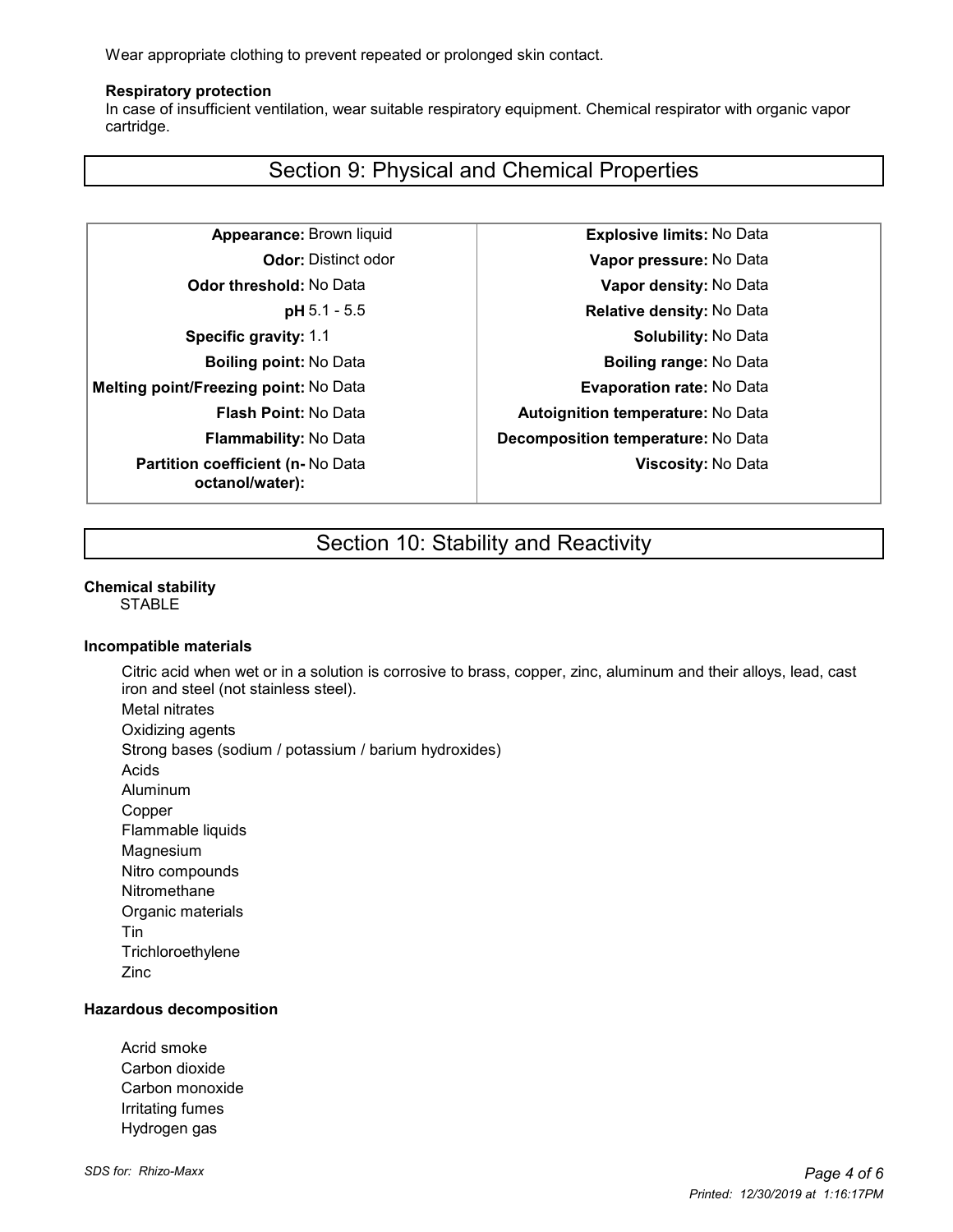Wear appropriate clothing to prevent repeated or prolonged skin contact.

**Respiratory protection**

In case of insufficient ventilation, wear suitable respiratory equipment. Chemical respirator with organic vapor cartridge.

## Section 9: Physical and Chemical Properties

| | | | |
|---|---|---|---|
| **Appearance:** | Brown liquid | **Explosive limits:** | No Data |
| **Odor:** | Distinct odor | **Vapor pressure:** | No Data |
| **Odor threshold:** | No Data | **Vapor density:** | No Data |
| **pH** | 5.1 - 5.5 | **Relative density:** | No Data |
| **Specific gravity:** | 1.1 | **Solubility:** | No Data |
| **Boiling point:** | No Data | **Boiling range:** | No Data |
| **Melting point/Freezing point:** | No Data | **Evaporation rate:** | No Data |
| **Flash Point:** | No Data | **Autoignition temperature:** | No Data |
| **Flammability:** | No Data | **Decomposition temperature:** | No Data |
| **Partition coefficient (n-octanol/water):** | No Data | **Viscosity:** | No Data |

## Section 10: Stability and Reactivity

**Chemical stability**

STABLE

**Incompatible materials**

Citric acid when wet or in a solution is corrosive to brass, copper, zinc, aluminum and their alloys, lead, cast iron and steel (not stainless steel).
Metal nitrates
Oxidizing agents
Strong bases (sodium / potassium / barium hydroxides)
Acids
Aluminum
Copper
Flammable liquids
Magnesium
Nitro compounds
Nitromethane
Organic materials
Tin
Trichloroethylene
Zinc

**Hazardous decomposition**

Acrid smoke
Carbon dioxide
Carbon monoxide
Irritating fumes
Hydrogen gas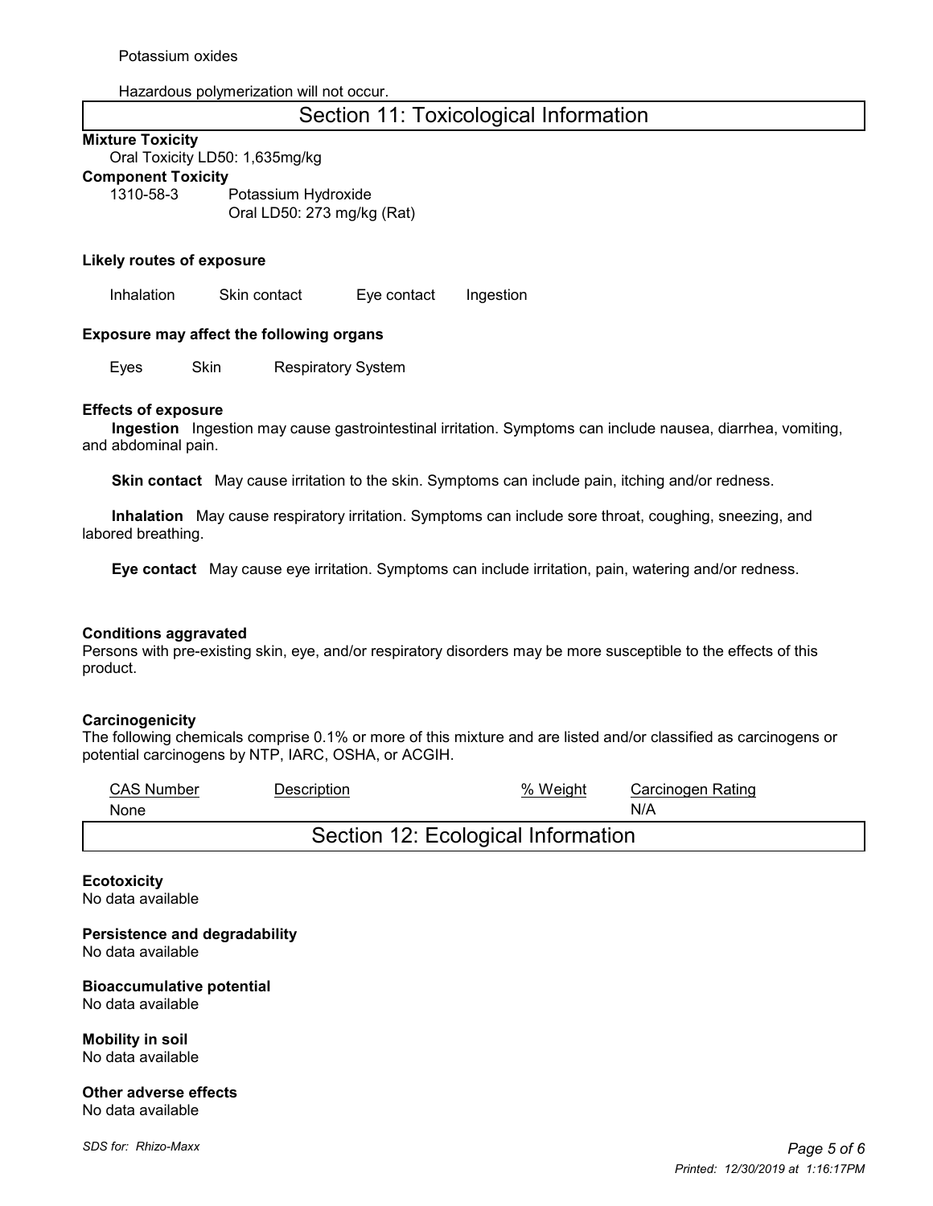Potassium oxides

Hazardous polymerization will not occur.

# Section 11: Toxicological Information

**Mixture Toxicity**

Oral Toxicity LD50: 1,635mg/kg

**Component Toxicity**

| | |
|---|---|
| 1310-58-3 | Potassium Hydroxide<br>Oral LD50: 273 mg/kg (Rat) |

**Likely routes of exposure**

Inhalation  Skin contact  Eye contact  Ingestion

**Exposure may affect the following organs**

Eyes  Skin  Respiratory System

**Effects of exposure**

**Ingestion** Ingestion may cause gastrointestinal irritation. Symptoms can include nausea, diarrhea, vomiting, and abdominal pain.

**Skin contact** May cause irritation to the skin. Symptoms can include pain, itching and/or redness.

**Inhalation** May cause respiratory irritation. Symptoms can include sore throat, coughing, sneezing, and labored breathing.

**Eye contact** May cause eye irritation. Symptoms can include irritation, pain, watering and/or redness.

**Conditions aggravated**

Persons with pre-existing skin, eye, and/or respiratory disorders may be more susceptible to the effects of this product.

**Carcinogenicity**

The following chemicals comprise 0.1% or more of this mixture and are listed and/or classified as carcinogens or potential carcinogens by NTP, IARC, OSHA, or ACGIH.

| CAS Number | Description | % Weight | Carcinogen Rating |
|---|---|---|---|
| None | | | N/A |

# Section 12: Ecological Information

**Ecotoxicity**

No data available

**Persistence and degradability**

No data available

**Bioaccumulative potential**

No data available

**Mobility in soil**

No data available

**Other adverse effects**

No data available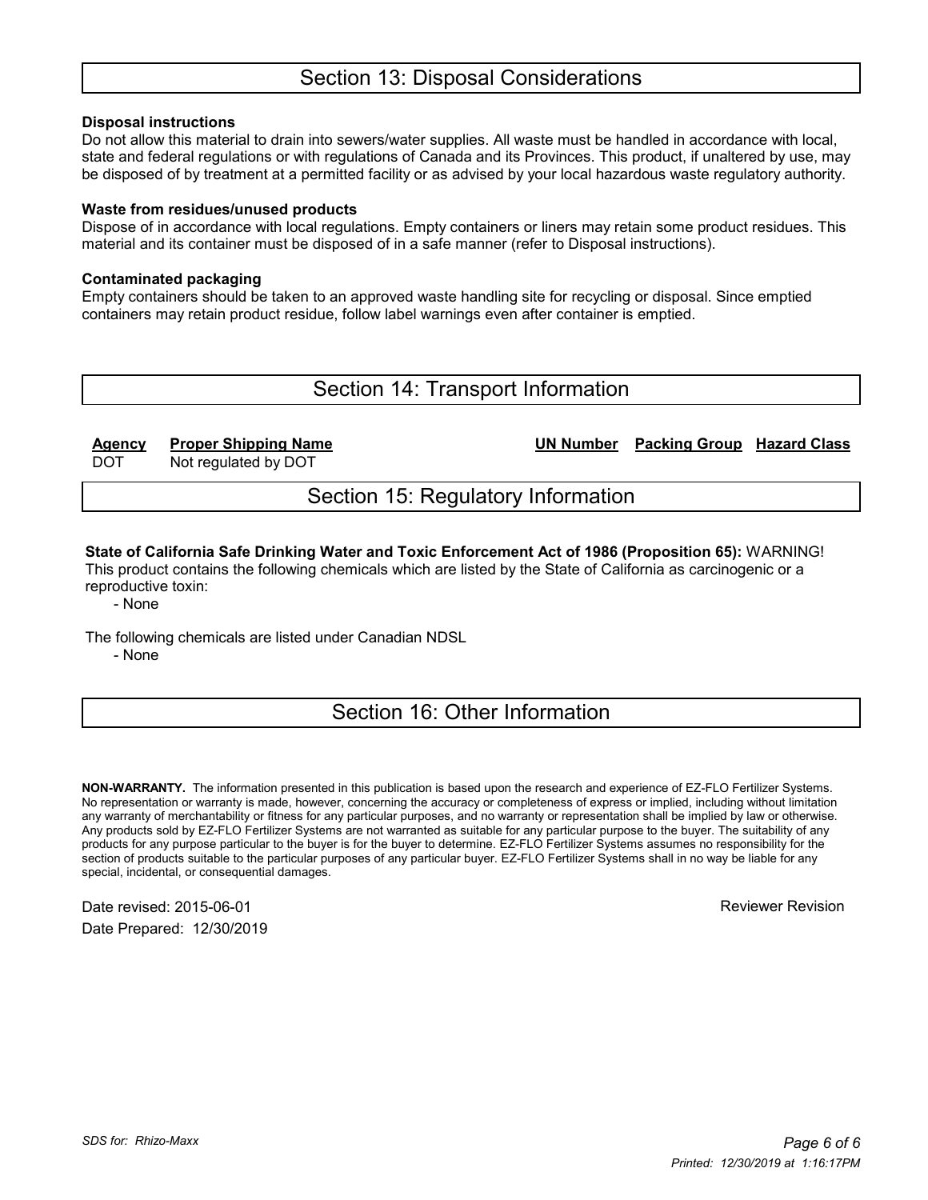## Section 13: Disposal Considerations

**Disposal instructions**

Do not allow this material to drain into sewers/water supplies. All waste must be handled in accordance with local, state and federal regulations or with regulations of Canada and its Provinces. This product, if unaltered by use, may be disposed of by treatment at a permitted facility or as advised by your local hazardous waste regulatory authority.

**Waste from residues/unused products**

Dispose of in accordance with local regulations. Empty containers or liners may retain some product residues. This material and its container must be disposed of in a safe manner (refer to Disposal instructions).

**Contaminated packaging**

Empty containers should be taken to an approved waste handling site for recycling or disposal. Since emptied containers may retain product residue, follow label warnings even after container is emptied.

## Section 14: Transport Information

| Agency | Proper Shipping Name | UN Number | Packing Group | Hazard Class |
|---|---|---|---|---|
| DOT | Not regulated by DOT | | | |

## Section 15: Regulatory Information

**State of California Safe Drinking Water and Toxic Enforcement Act of 1986 (Proposition 65):** WARNING! This product contains the following chemicals which are listed by the State of California as carcinogenic or a reproductive toxin:

- None

The following chemicals are listed under Canadian NDSL

- None

## Section 16: Other Information

**NON-WARRANTY.** The information presented in this publication is based upon the research and experience of EZ-FLO Fertilizer Systems. No representation or warranty is made, however, concerning the accuracy or completeness of express or implied, including without limitation any warranty of merchantability or fitness for any particular purposes, and no warranty or representation shall be implied by law or otherwise. Any products sold by EZ-FLO Fertilizer Systems are not warranted as suitable for any particular purpose to the buyer. The suitability of any products for any purpose particular to the buyer is for the buyer to determine. EZ-FLO Fertilizer Systems assumes no responsibility for the section of products suitable to the particular purposes of any particular buyer. EZ-FLO Fertilizer Systems shall in no way be liable for any special, incidental, or consequential damages.

Date revised: 2015-06-01

Reviewer Revision

Date Prepared: 12/30/2019